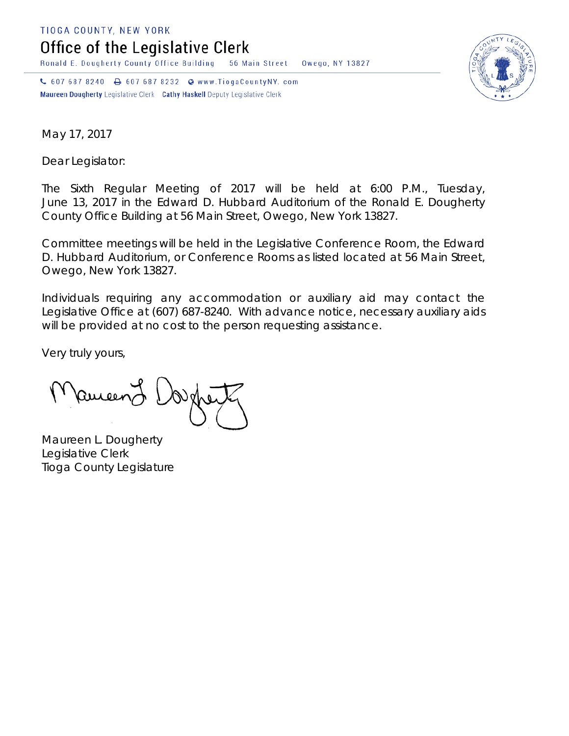TIOGA COUNTY, NEW YORK

# Office of the Legislative Clerk

Ronald E. Dougherty County Office Building  56 Main Street  Owego, NY 13827

607 687 8240  607 687 8232  www.TiogaCountyNY.com

**Maureen Dougherty** Legislative Clerk  **Cathy Haskell** Deputy Legislative Clerk

May 17, 2017

Dear Legislator:

The Sixth Regular Meeting of 2017 will be held at 6:00 P.M., Tuesday, June 13, 2017 in the Edward D. Hubbard Auditorium of the Ronald E. Dougherty County Office Building at 56 Main Street, Owego, New York 13827.

Committee meetings will be held in the Legislative Conference Room, the Edward D. Hubbard Auditorium, or Conference Rooms as listed located at 56 Main Street, Owego, New York 13827.

Individuals requiring any accommodation or auxiliary aid may contact the Legislative Office at (607) 687-8240. With advance notice, necessary auxiliary aids will be provided at no cost to the person requesting assistance.

Very truly yours,

Maureen L. Dougherty
Legislative Clerk
Tioga County Legislature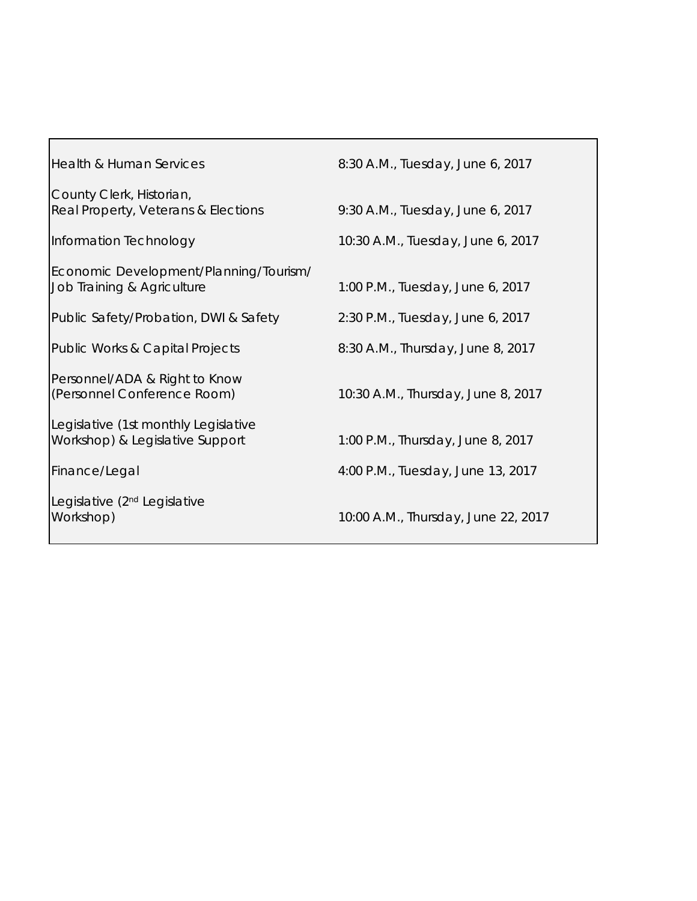| | |
|---|---|
| Health & Human Services | 8:30 A.M., Tuesday, June 6, 2017 |
| County Clerk, Historian, Real Property, Veterans & Elections | 9:30 A.M., Tuesday, June 6, 2017 |
| Information Technology | 10:30 A.M., Tuesday, June 6, 2017 |
| Economic Development/Planning/Tourism/ Job Training & Agriculture | 1:00 P.M., Tuesday, June 6, 2017 |
| Public Safety/Probation, DWI & Safety | 2:30 P.M., Tuesday, June 6, 2017 |
| Public Works & Capital Projects | 8:30 A.M., Thursday, June 8, 2017 |
| Personnel/ADA & Right to Know (Personnel Conference Room) | 10:30 A.M., Thursday, June 8, 2017 |
| Legislative (1st monthly Legislative Workshop) & Legislative Support | 1:00 P.M., Thursday, June 8, 2017 |
| Finance/Legal | 4:00 P.M., Tuesday, June 13, 2017 |
| Legislative (2nd Legislative Workshop) | 10:00 A.M., Thursday, June 22, 2017 |